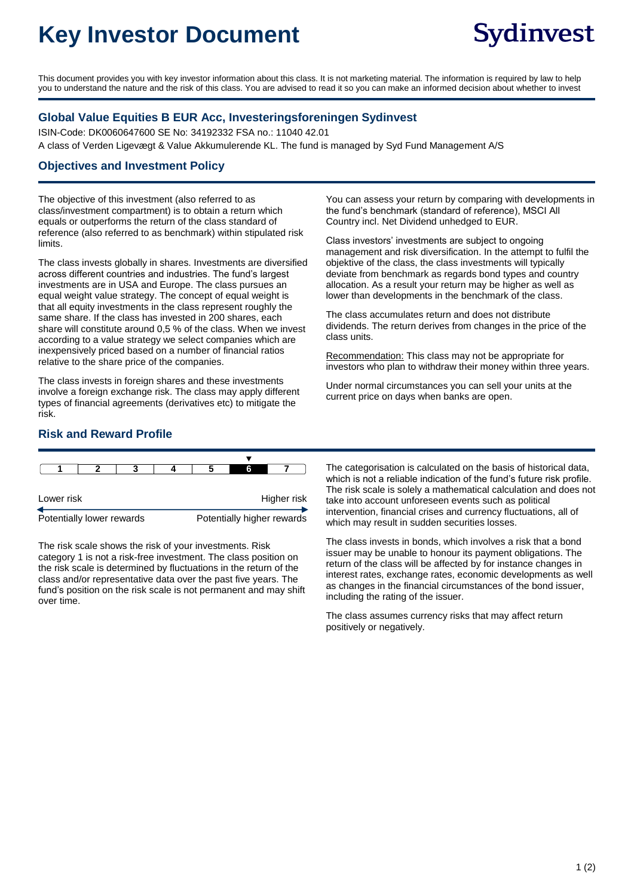# Key Investor Document

Sydinvest

This document provides you with key investor information about this class. It is not marketing material. The information is required by law to help you to understand the nature and the risk of this class. You are advised to read it so you can make an informed decision about whether to invest

## Global Value Equities B EUR Acc, Investeringsforeningen Sydinvest

ISIN-Code: DK0060647600 SE No: 34192332 FSA no.: 11040 42.01

A class of Verden Ligevægt & Value Akkumulerende KL. The fund is managed by Syd Fund Management A/S

## Objectives and Investment Policy

The objective of this investment (also referred to as class/investment compartment) is to obtain a return which equals or outperforms the return of the class standard of reference (also referred to as benchmark) within stipulated risk limits.

The class invests globally in shares. Investments are diversified across different countries and industries. The fund's largest investments are in USA and Europe. The class pursues an equal weight value strategy. The concept of equal weight is that all equity investments in the class represent roughly the same share. If the class has invested in 200 shares, each share will constitute around 0,5 % of the class. When we invest according to a value strategy we select companies which are inexpensively priced based on a number of financial ratios relative to the share price of the companies.

The class invests in foreign shares and these investments involve a foreign exchange risk. The class may apply different types of financial agreements (derivatives etc) to mitigate the risk.

You can assess your return by comparing with developments in the fund's benchmark (standard of reference), MSCI All Country incl. Net Dividend unhedged to EUR.

Class investors' investments are subject to ongoing management and risk diversification. In the attempt to fulfil the objektive of the class, the class investments will typically deviate from benchmark as regards bond types and country allocation. As a result your return may be higher as well as lower than developments in the benchmark of the class.

The class accumulates return and does not distribute dividends. The return derives from changes in the price of the class units.

Recommendation: This class may not be appropriate for investors who plan to withdraw their money within three years.

Under normal circumstances you can sell your units at the current price on days when banks are open.

## Risk and Reward Profile

| 1 | 2 | 3 | 4 | 5 | **6** ▼ | 7 |
|---|---|---|---|---|---|---|

Lower risk — Higher risk

Potentially lower rewards — Potentially higher rewards

The risk scale shows the risk of your investments. Risk category 1 is not a risk-free investment. The class position on the risk scale is determined by fluctuations in the return of the class and/or representative data over the past five years. The fund's position on the risk scale is not permanent and may shift over time.

The categorisation is calculated on the basis of historical data, which is not a reliable indication of the fund's future risk profile. The risk scale is solely a mathematical calculation and does not take into account unforeseen events such as political intervention, financial crises and currency fluctuations, all of which may result in sudden securities losses.

The class invests in bonds, which involves a risk that a bond issuer may be unable to honour its payment obligations. The return of the class will be affected by for instance changes in interest rates, exchange rates, economic developments as well as changes in the financial circumstances of the bond issuer, including the rating of the issuer.

The class assumes currency risks that may affect return positively or negatively.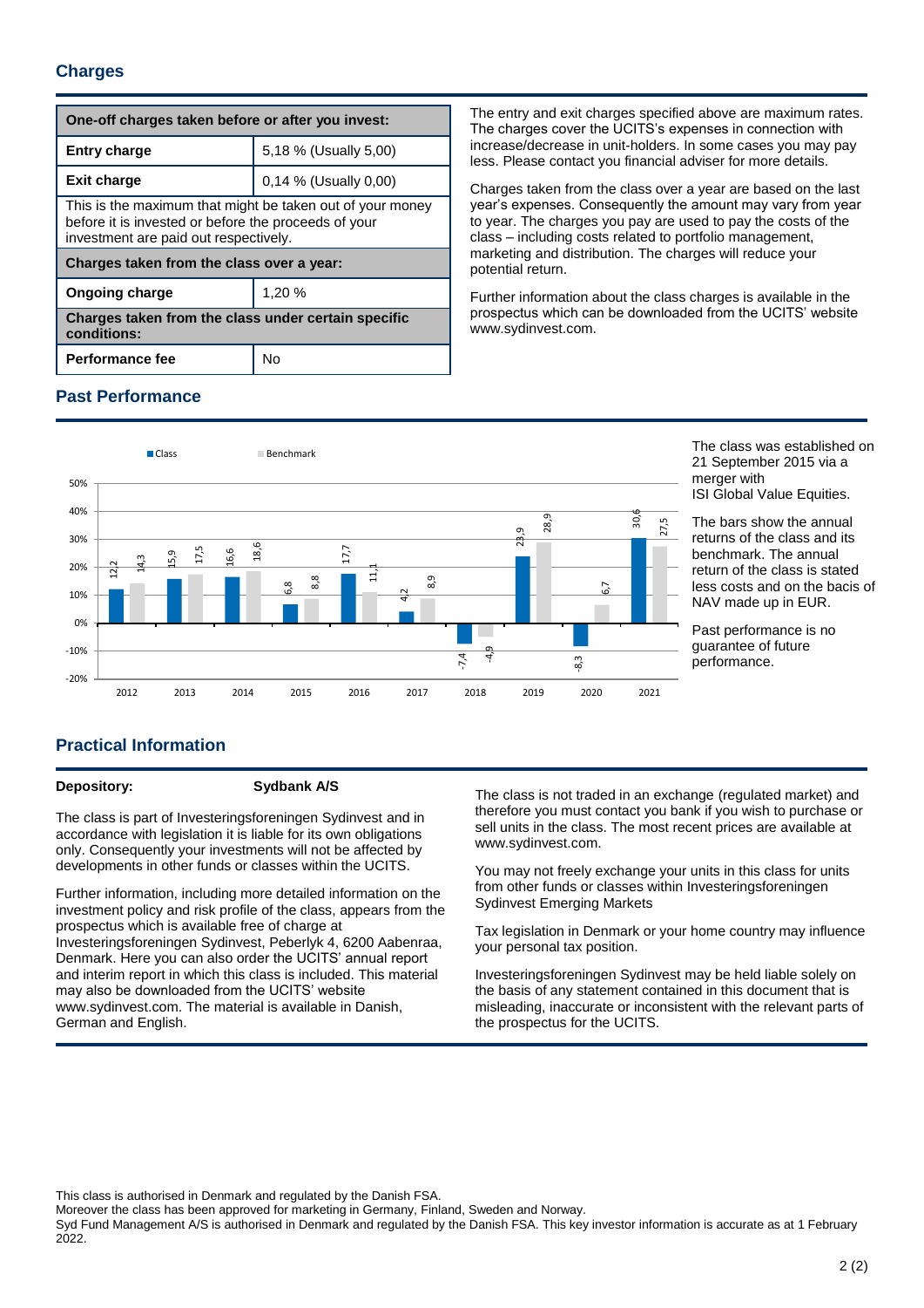## Charges

| | |
|---|---|
| **One-off charges taken before or after you invest:** | |
| **Entry charge** | 5,18 % (Usually 5,00) |
| **Exit charge** | 0,14 % (Usually 0,00) |
| This is the maximum that might be taken out of your money before it is invested or before the proceeds of your investment are paid out respectively. | |
| **Charges taken from the class over a year:** | |
| **Ongoing charge** | 1,20 % |
| **Charges taken from the class under certain specific conditions:** | |
| **Performance fee** | No |

The entry and exit charges specified above are maximum rates. The charges cover the UCITS's expenses in connection with increase/decrease in unit-holders. In some cases you may pay less. Please contact you financial adviser for more details.

Charges taken from the class over a year are based on the last year's expenses. Consequently the amount may vary from year to year. The charges you pay are used to pay the costs of the class – including costs related to portfolio management, marketing and distribution. The charges will reduce your potential return.

Further information about the class charges is available in the prospectus which can be downloaded from the UCITS' website www.sydinvest.com.

## Past Performance

Class
Benchmark

50%
40%
30%
20%
10%
0%
-10%
-20%

2012: 12,2 / 14,3
2013: 15,9 / 17,5
2014: 16,6 / 18,6
2015: 6,8 / 8,8
2016: 17,7 / 11,1
2017: 4,2 / 8,9
2018: -7,4 / -4,9
2019: 23,9 / 28,9
2020: -8,3 / 6,7
2021: 30,6 / 27,5

The class was established on 21 September 2015 via a merger with ISI Global Value Equities.

The bars show the annual returns of the class and its benchmark. The annual return of the class is stated less costs and on the bacis of NAV made up in EUR.

Past performance is no guarantee of future performance.

## Practical Information

**Depository:** **Sydbank A/S**

The class is part of Investeringsforeningen Sydinvest and in accordance with legislation it is liable for its own obligations only. Consequently your investments will not be affected by developments in other funds or classes within the UCITS.

Further information, including more detailed information on the investment policy and risk profile of the class, appears from the prospectus which is available free of charge at Investeringsforeningen Sydinvest, Peberlyk 4, 6200 Aabenraa, Denmark. Here you can also order the UCITS' annual report and interim report in which this class is included. This material may also be downloaded from the UCITS' website www.sydinvest.com. The material is available in Danish, German and English.

The class is not traded in an exchange (regulated market) and therefore you must contact you bank if you wish to purchase or sell units in the class. The most recent prices are available at www.sydinvest.com.

You may not freely exchange your units in this class for units from other funds or classes within Investeringsforeningen Sydinvest Emerging Markets

Tax legislation in Denmark or your home country may influence your personal tax position.

Investeringsforeningen Sydinvest may be held liable solely on the basis of any statement contained in this document that is misleading, inaccurate or inconsistent with the relevant parts of the prospectus for the UCITS.

This class is authorised in Denmark and regulated by the Danish FSA.
Moreover the class has been approved for marketing in Germany, Finland, Sweden and Norway.
Syd Fund Management A/S is authorised in Denmark and regulated by the Danish FSA. This key investor information is accurate as at 1 February 2022.